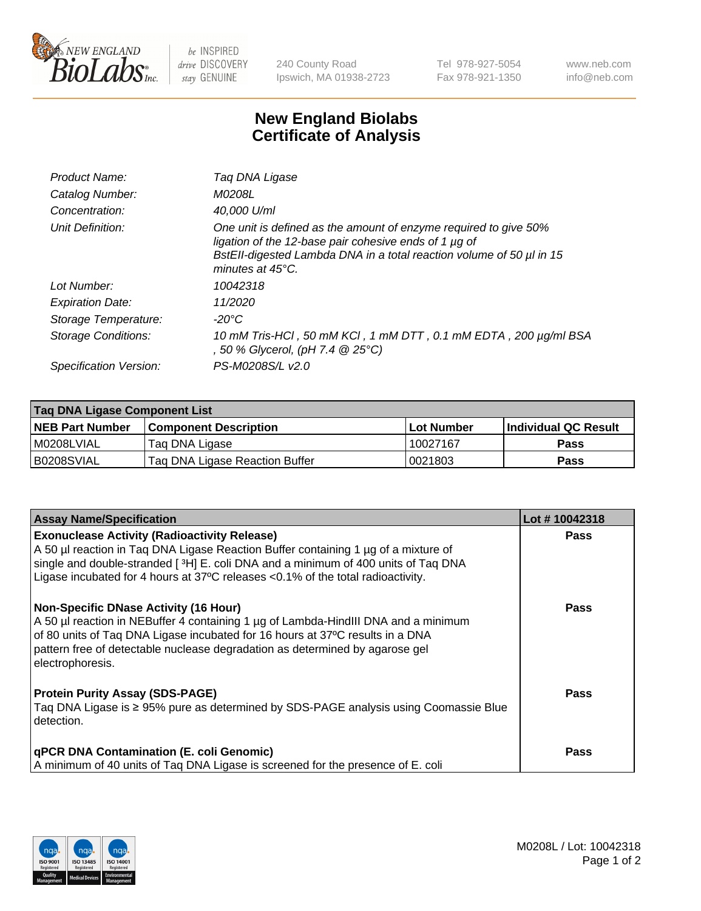# New England Biolabs Certificate of Analysis

| | |
|---|---|
| Product Name: | Taq DNA Ligase |
| Catalog Number: | M0208L |
| Concentration: | 40,000 U/ml |
| Unit Definition: | One unit is defined as the amount of enzyme required to give 50% ligation of the 12-base pair cohesive ends of 1 µg of BstEII-digested Lambda DNA in a total reaction volume of 50 µl in 15 minutes at 45°C. |
| Lot Number: | 10042318 |
| Expiration Date: | 11/2020 |
| Storage Temperature: | -20°C |
| Storage Conditions: | 10 mM Tris-HCl , 50 mM KCl , 1 mM DTT , 0.1 mM EDTA , 200 µg/ml BSA , 50 % Glycerol, (pH 7.4 @ 25°C) |
| Specification Version: | PS-M0208S/L v2.0 |

| Taq DNA Ligase Component List | | | |
|---|---|---|---|
| **NEB Part Number** | **Component Description** | **Lot Number** | **Individual QC Result** |
| M0208LVIAL | Taq DNA Ligase | 10027167 | **Pass** |
| B0208SVIAL | Taq DNA Ligase Reaction Buffer | 0021803 | **Pass** |

| Assay Name/Specification | Lot # 10042318 |
|---|---|
| **Exonuclease Activity (Radioactivity Release)**<br>A 50 µl reaction in Taq DNA Ligase Reaction Buffer containing 1 µg of a mixture of single and double-stranded [ $^3$H] E. coli DNA and a minimum of 400 units of Taq DNA Ligase incubated for 4 hours at 37ºC releases <0.1% of the total radioactivity. | **Pass** |
| **Non-Specific DNase Activity (16 Hour)**<br>A 50 µl reaction in NEBuffer 4 containing 1 µg of Lambda-HindIII DNA and a minimum of 80 units of Taq DNA Ligase incubated for 16 hours at 37ºC results in a DNA pattern free of detectable nuclease degradation as determined by agarose gel electrophoresis. | **Pass** |
| **Protein Purity Assay (SDS-PAGE)**<br>Taq DNA Ligase is ≥ 95% pure as determined by SDS-PAGE analysis using Coomassie Blue detection. | **Pass** |
| **qPCR DNA Contamination (E. coli Genomic)**<br>A minimum of 40 units of Taq DNA Ligase is screened for the presence of E. coli | **Pass** |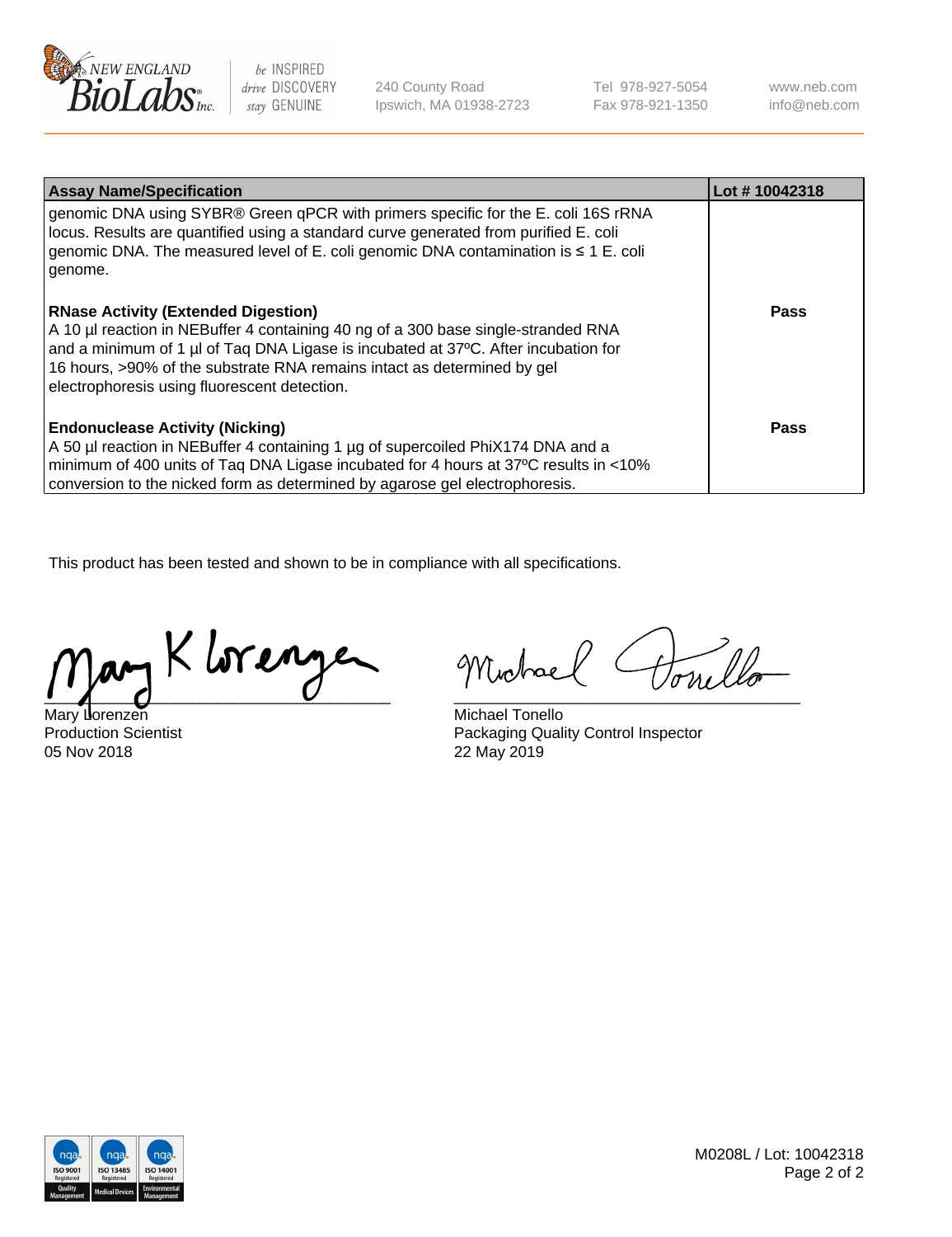| Assay Name/Specification | Lot # 10042318 |
|---|---|
| genomic DNA using SYBR® Green qPCR with primers specific for the E. coli 16S rRNA locus. Results are quantified using a standard curve generated from purified E. coli genomic DNA. The measured level of E. coli genomic DNA contamination is ≤ 1 E. coli genome. | |
| **RNase Activity (Extended Digestion)**<br>A 10 µl reaction in NEBuffer 4 containing 40 ng of a 300 base single-stranded RNA and a minimum of 1 µl of Taq DNA Ligase is incubated at 37ºC. After incubation for 16 hours, >90% of the substrate RNA remains intact as determined by gel electrophoresis using fluorescent detection. | **Pass** |
| **Endonuclease Activity (Nicking)**<br>A 50 µl reaction in NEBuffer 4 containing 1 µg of supercoiled PhiX174 DNA and a minimum of 400 units of Taq DNA Ligase incubated for 4 hours at 37ºC results in <10% conversion to the nicked form as determined by agarose gel electrophoresis. | **Pass** |

This product has been tested and shown to be in compliance with all specifications.

Mary Lorenzen
Production Scientist
05 Nov 2018

Michael Tonello
Packaging Quality Control Inspector
22 May 2019

M0208L / Lot: 10042318